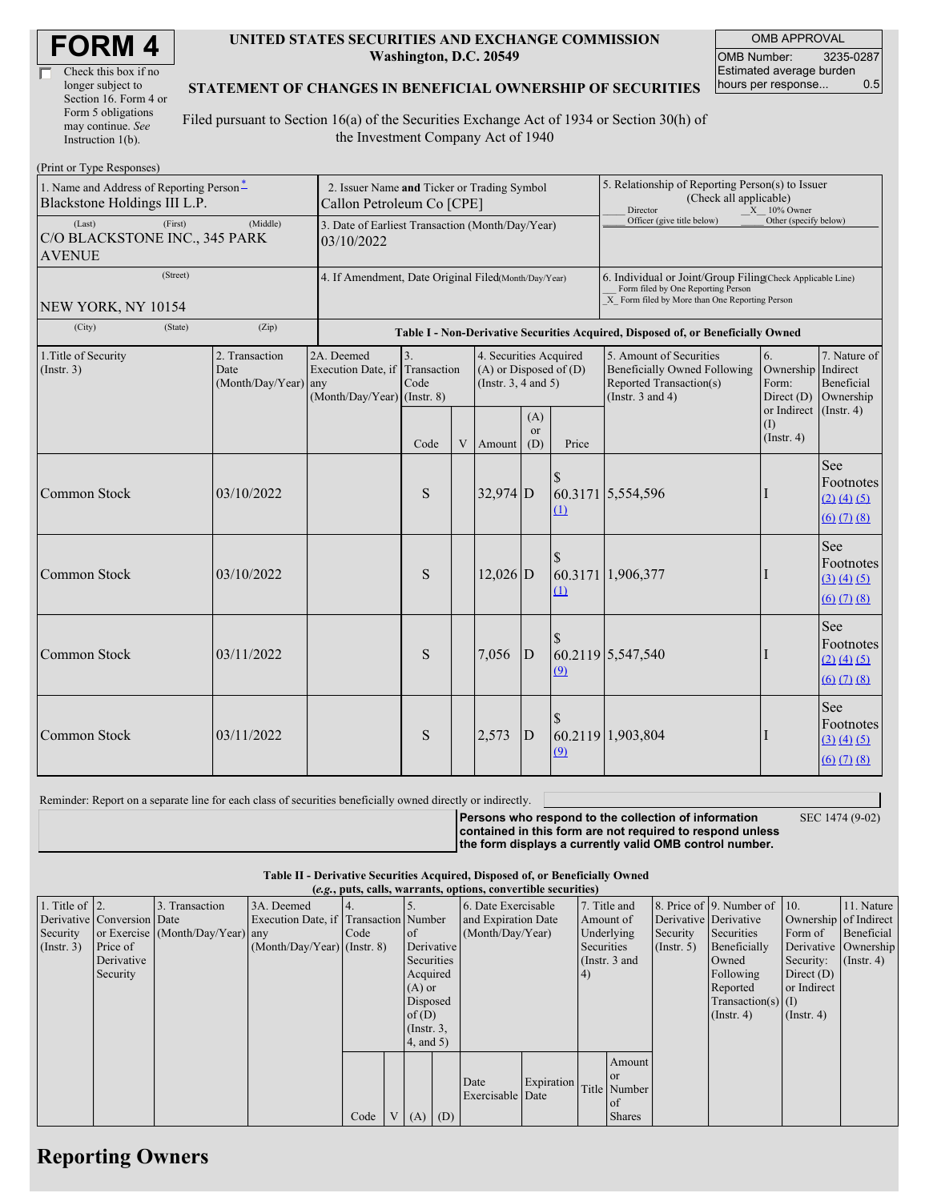# FORM 4

☐ Check this box if no longer subject to Section 16. Form 4 or Form 5 obligations may continue. *See* Instruction 1(b).

**UNITED STATES SECURITIES AND EXCHANGE COMMISSION**
**Washington, D.C. 20549**

**STATEMENT OF CHANGES IN BENEFICIAL OWNERSHIP OF SECURITIES**

Filed pursuant to Section 16(a) of the Securities Exchange Act of 1934 or Section 30(h) of the Investment Company Act of 1940

| OMB APPROVAL | |
|---|---|
| OMB Number: | 3235-0287 |
| Estimated average burden hours per response... | 0.5 |

(Print or Type Responses)

| 1. Name and Address of Reporting Person* | 2. Issuer Name and Ticker or Trading Symbol | 5. Relationship of Reporting Person(s) to Issuer (Check all applicable) |
|---|---|---|
| Blackstone Holdings III L.P. | Callon Petroleum Co [CPE] | ___ Director _X_ 10% Owner ___ Officer (give title below) ___ Other (specify below) |
| (Last) (First) (Middle) C/O BLACKSTONE INC., 345 PARK AVENUE | 3. Date of Earliest Transaction (Month/Day/Year) 03/10/2022 | |
| (Street) NEW YORK, NY 10154 | 4. If Amendment, Date Original Filed (Month/Day/Year) | 6. Individual or Joint/Group Filing (Check Applicable Line) ___ Form filed by One Reporting Person _X_ Form filed by More than One Reporting Person |
| (City) (State) (Zip) | | |

**Table I - Non-Derivative Securities Acquired, Disposed of, or Beneficially Owned**

| 1.Title of Security (Instr. 3) | 2. Transaction Date (Month/Day/Year) | 2A. Deemed Execution Date, if any (Month/Day/Year) | 3. Transaction Code (Instr. 8) | | 4. Securities Acquired (A) or Disposed of (D) (Instr. 3, 4 and 5) | | | 5. Amount of Securities Beneficially Owned Following Reported Transaction(s) (Instr. 3 and 4) | 6. Ownership Form: Direct (D) or Indirect (I) (Instr. 4) | 7. Nature of Indirect Beneficial Ownership (Instr. 4) |
|---|---|---|---|---|---|---|---|---|---|---|
| | | | Code | V | Amount | (A) or (D) | Price | | | |
| Common Stock | 03/10/2022 | | S | | 32,974 | D | $ 60.3171 (1) | 5,554,596 | I | See Footnotes (2) (4) (5) (6) (7) (8) |
| Common Stock | 03/10/2022 | | S | | 12,026 | D | $ 60.3171 (1) | 1,906,377 | I | See Footnotes (3) (4) (5) (6) (7) (8) |
| Common Stock | 03/11/2022 | | S | | 7,056 | D | $ 60.2119 (9) | 5,547,540 | I | See Footnotes (2) (4) (5) (6) (7) (8) |
| Common Stock | 03/11/2022 | | S | | 2,573 | D | $ 60.2119 (9) | 1,903,804 | I | See Footnotes (3) (4) (5) (6) (7) (8) |

Reminder: Report on a separate line for each class of securities beneficially owned directly or indirectly.

**Persons who respond to the collection of information contained in this form are not required to respond unless the form displays a currently valid OMB control number.** SEC 1474 (9-02)

**Table II - Derivative Securities Acquired, Disposed of, or Beneficially Owned**
**(*e.g.*, puts, calls, warrants, options, convertible securities)**

| 1. Title of Derivative Security (Instr. 3) | 2. Conversion or Exercise Price of Derivative Security | 3. Transaction Date (Month/Day/Year) | 3A. Deemed Execution Date, if any (Month/Day/Year) | 4. Transaction Code (Instr. 8) | | 5. Number of Derivative Securities Acquired (A) or Disposed of (D) (Instr. 3, 4, and 5) | | 6. Date Exercisable and Expiration Date (Month/Day/Year) | | 7. Title and Amount of Underlying Securities (Instr. 3 and 4) | | 8. Price of Derivative Security (Instr. 5) | 9. Number of Derivative Securities Beneficially Owned Following Reported Transaction(s) (Instr. 4) | 10. Ownership Form of Derivative Security: Direct (D) or Indirect (I) (Instr. 4) | 11. Nature of Indirect Beneficial Ownership (Instr. 4) |
|---|---|---|---|---|---|---|---|---|---|---|---|---|---|---|---|
| | | | | Code | V | (A) | (D) | Date Exercisable | Expiration Date | Title | Amount or Number of Shares | | | | |

## Reporting Owners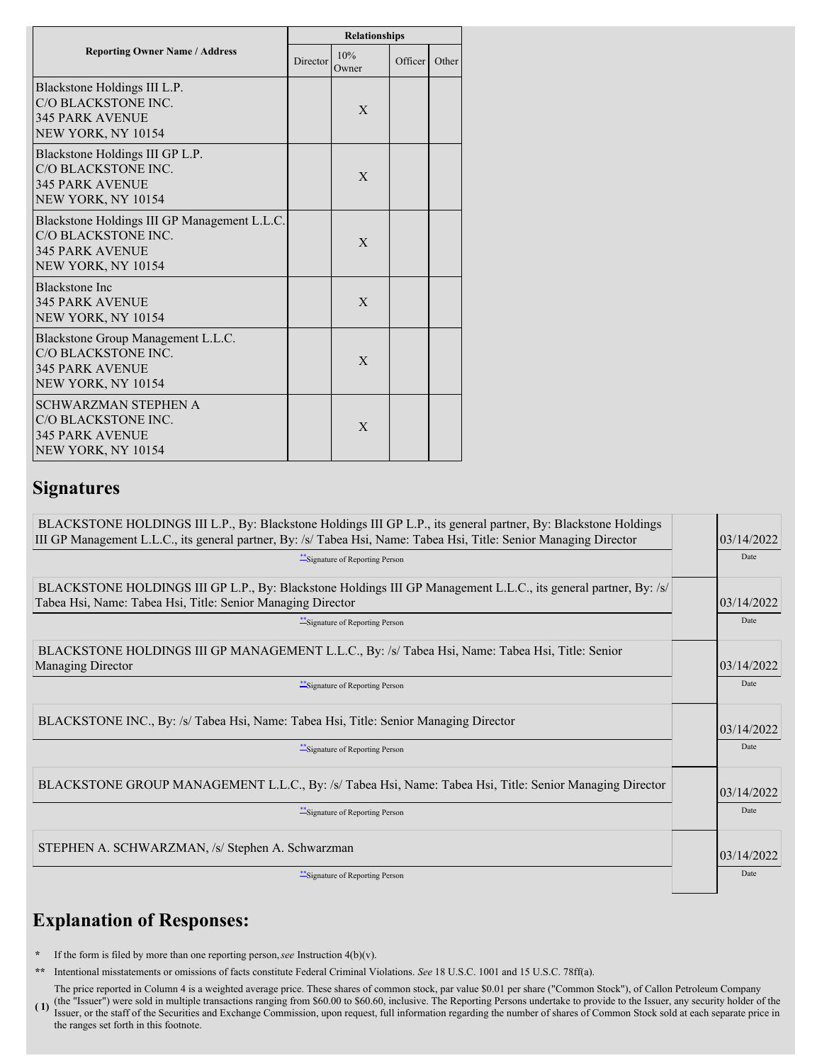| Reporting Owner Name / Address | Relationships | | | |
|---|---|---|---|---|
| | Director | 10% Owner | Officer | Other |
| Blackstone Holdings III L.P.<br>C/O BLACKSTONE INC.<br>345 PARK AVENUE<br>NEW YORK, NY 10154 | | X | | |
| Blackstone Holdings III GP L.P.<br>C/O BLACKSTONE INC.<br>345 PARK AVENUE<br>NEW YORK, NY 10154 | | X | | |
| Blackstone Holdings III GP Management L.L.C.<br>C/O BLACKSTONE INC.<br>345 PARK AVENUE<br>NEW YORK, NY 10154 | | X | | |
| Blackstone Inc<br>345 PARK AVENUE<br>NEW YORK, NY 10154 | | X | | |
| Blackstone Group Management L.L.C.<br>C/O BLACKSTONE INC.<br>345 PARK AVENUE<br>NEW YORK, NY 10154 | | X | | |
| SCHWARZMAN STEPHEN A<br>C/O BLACKSTONE INC.<br>345 PARK AVENUE<br>NEW YORK, NY 10154 | | X | | |

## Signatures

| | |
|---|---|
| BLACKSTONE HOLDINGS III L.P., By: Blackstone Holdings III GP L.P., its general partner, By: Blackstone Holdings III GP Management L.L.C., its general partner, By: /s/ Tabea Hsi, Name: Tabea Hsi, Title: Senior Managing Director | 03/14/2022 |
| **Signature of Reporting Person | Date |
| BLACKSTONE HOLDINGS III GP L.P., By: Blackstone Holdings III GP Management L.L.C., its general partner, By: /s/ Tabea Hsi, Name: Tabea Hsi, Title: Senior Managing Director | 03/14/2022 |
| **Signature of Reporting Person | Date |
| BLACKSTONE HOLDINGS III GP MANAGEMENT L.L.C., By: /s/ Tabea Hsi, Name: Tabea Hsi, Title: Senior Managing Director | 03/14/2022 |
| **Signature of Reporting Person | Date |
| BLACKSTONE INC., By: /s/ Tabea Hsi, Name: Tabea Hsi, Title: Senior Managing Director | 03/14/2022 |
| **Signature of Reporting Person | Date |
| BLACKSTONE GROUP MANAGEMENT L.L.C., By: /s/ Tabea Hsi, Name: Tabea Hsi, Title: Senior Managing Director | 03/14/2022 |
| **Signature of Reporting Person | Date |
| STEPHEN A. SCHWARZMAN, /s/ Stephen A. Schwarzman | 03/14/2022 |
| **Signature of Reporting Person | Date |

## Explanation of Responses:

\* If the form is filed by more than one reporting person, *see* Instruction 4(b)(v).

\*\* Intentional misstatements or omissions of facts constitute Federal Criminal Violations. *See* 18 U.S.C. 1001 and 15 U.S.C. 78ff(a).

(1) The price reported in Column 4 is a weighted average price. These shares of common stock, par value $0.01 per share ("Common Stock"), of Callon Petroleum Company (the "Issuer") were sold in multiple transactions ranging from $60.00 to $60.60, inclusive. The Reporting Persons undertake to provide to the Issuer, any security holder of the Issuer, or the staff of the Securities and Exchange Commission, upon request, full information regarding the number of shares of Common Stock sold at each separate price in the ranges set forth in this footnote.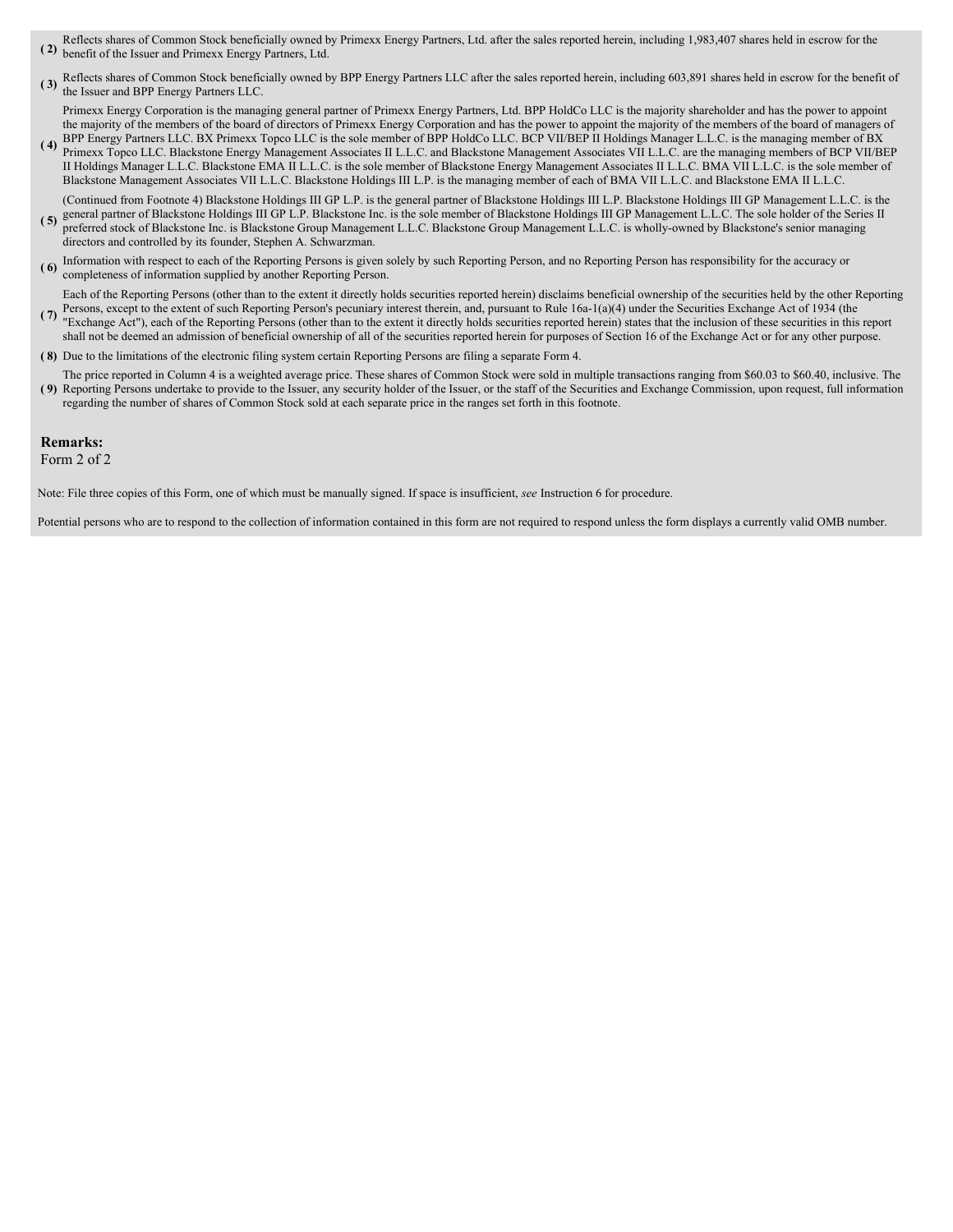( 2) Reflects shares of Common Stock beneficially owned by Primexx Energy Partners, Ltd. after the sales reported herein, including 1,983,407 shares held in escrow for the benefit of the Issuer and Primexx Energy Partners, Ltd.

( 3) Reflects shares of Common Stock beneficially owned by BPP Energy Partners LLC after the sales reported herein, including 603,891 shares held in escrow for the benefit of the Issuer and BPP Energy Partners LLC.

( 4) Primexx Energy Corporation is the managing general partner of Primexx Energy Partners, Ltd. BPP HoldCo LLC is the majority shareholder and has the power to appoint the majority of the members of the board of directors of Primexx Energy Corporation and has the power to appoint the majority of the members of the board of managers of BPP Energy Partners LLC. BX Primexx Topco LLC is the sole member of BPP HoldCo LLC. BCP VII/BEP II Holdings Manager L.L.C. is the managing member of BX Primexx Topco LLC. Blackstone Energy Management Associates II L.L.C. and Blackstone Management Associates VII L.L.C. are the managing members of BCP VII/BEP II Holdings Manager L.L.C. Blackstone EMA II L.L.C. is the sole member of Blackstone Energy Management Associates II L.L.C. BMA VII L.L.C. is the sole member of Blackstone Management Associates VII L.L.C. Blackstone Holdings III L.P. is the managing member of each of BMA VII L.L.C. and Blackstone EMA II L.L.C.

( 5) (Continued from Footnote 4) Blackstone Holdings III GP L.P. is the general partner of Blackstone Holdings III L.P. Blackstone Holdings III GP Management L.L.C. is the general partner of Blackstone Holdings III GP L.P. Blackstone Inc. is the sole member of Blackstone Holdings III GP Management L.L.C. The sole holder of the Series II preferred stock of Blackstone Inc. is Blackstone Group Management L.L.C. Blackstone Group Management L.L.C. is wholly-owned by Blackstone's senior managing directors and controlled by its founder, Stephen A. Schwarzman.

( 6) Information with respect to each of the Reporting Persons is given solely by such Reporting Person, and no Reporting Person has responsibility for the accuracy or completeness of information supplied by another Reporting Person.

( 7) Each of the Reporting Persons (other than to the extent it directly holds securities reported herein) disclaims beneficial ownership of the securities held by the other Reporting Persons, except to the extent of such Reporting Person's pecuniary interest therein, and, pursuant to Rule 16a-1(a)(4) under the Securities Exchange Act of 1934 (the "Exchange Act"), each of the Reporting Persons (other than to the extent it directly holds securities reported herein) states that the inclusion of these securities in this report shall not be deemed an admission of beneficial ownership of all of the securities reported herein for purposes of Section 16 of the Exchange Act or for any other purpose.

( 8) Due to the limitations of the electronic filing system certain Reporting Persons are filing a separate Form 4.

( 9) The price reported in Column 4 is a weighted average price. These shares of Common Stock were sold in multiple transactions ranging from $60.03 to $60.40, inclusive. The Reporting Persons undertake to provide to the Issuer, any security holder of the Issuer, or the staff of the Securities and Exchange Commission, upon request, full information regarding the number of shares of Common Stock sold at each separate price in the ranges set forth in this footnote.

**Remarks:**

Form 2 of 2

Note: File three copies of this Form, one of which must be manually signed. If space is insufficient, *see* Instruction 6 for procedure.

Potential persons who are to respond to the collection of information contained in this form are not required to respond unless the form displays a currently valid OMB number.